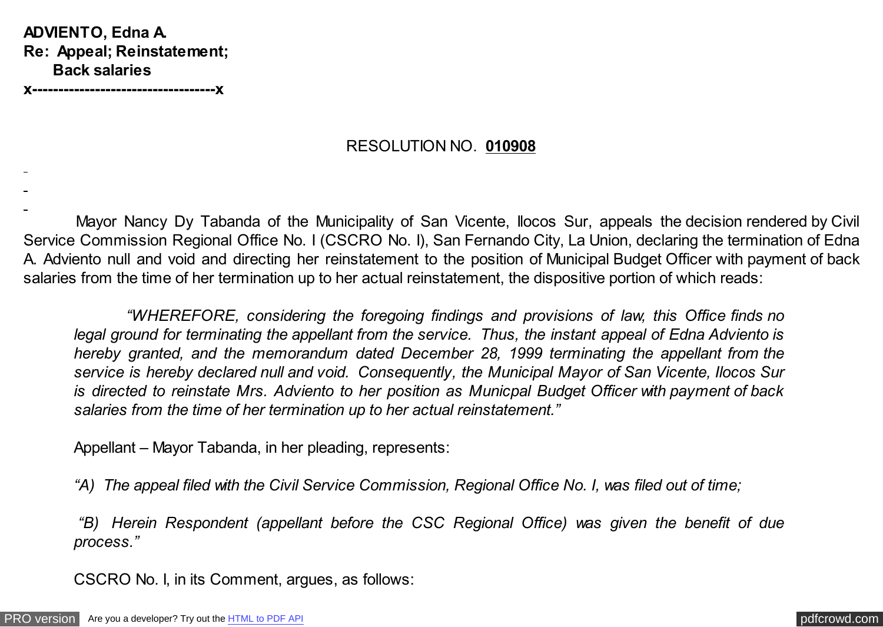**ADVIENTO, Edna A.**
**Re: Appeal; Reinstatement;**
**Back salaries**
**x----------------------------------x**

RESOLUTION NO. **010908**

Mayor Nancy Dy Tabanda of the Municipality of San Vicente, Ilocos Sur, appeals the decision rendered by Civil Service Commission Regional Office No. I (CSCRO No. I), San Fernando City, La Union, declaring the termination of Edna A. Adviento null and void and directing her reinstatement to the position of Municipal Budget Officer with payment of back salaries from the time of her termination up to her actual reinstatement, the dispositive portion of which reads:

> *"WHEREFORE, considering the foregoing findings and provisions of law, this Office finds no legal ground for terminating the appellant from the service. Thus, the instant appeal of Edna Adviento is hereby granted, and the memorandum dated December 28, 1999 terminating the appellant from the service is hereby declared null and void. Consequently, the Municipal Mayor of San Vicente, Ilocos Sur is directed to reinstate Mrs. Adviento to her position as Municpal Budget Officer with payment of back salaries from the time of her termination up to her actual reinstatement."*

Appellant – Mayor Tabanda, in her pleading, represents:

*"A) The appeal filed with the Civil Service Commission, Regional Office No. I, was filed out of time;*

*"B) Herein Respondent (appellant before the CSC Regional Office) was given the benefit of due process."*

CSCRO No. I, in its Comment, argues, as follows: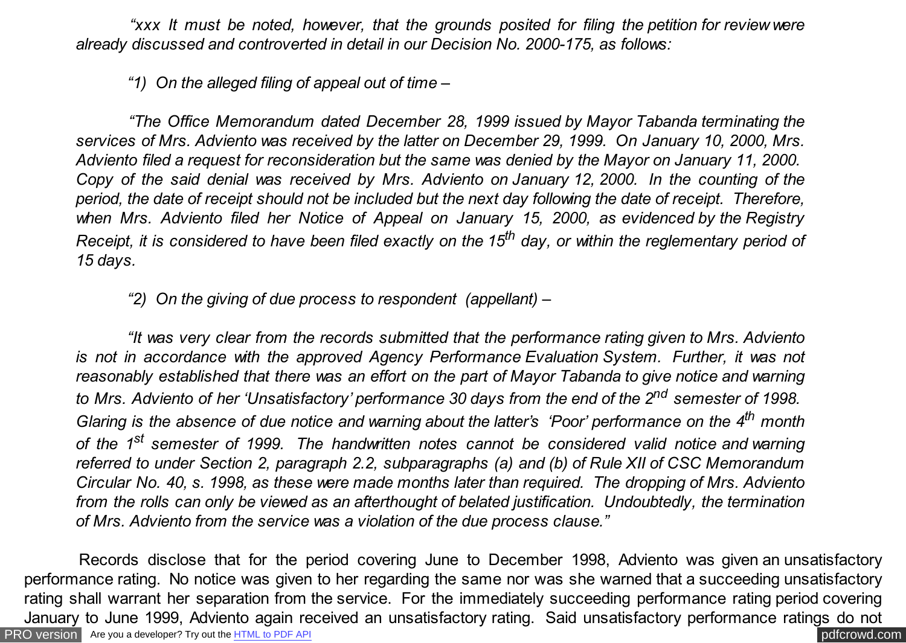*"xxx It must be noted, however, that the grounds posited for filing the petition for review were already discussed and controverted in detail in our Decision No. 2000-175, as follows:*

*"1) On the alleged filing of appeal out of time –*

*"The Office Memorandum dated December 28, 1999 issued by Mayor Tabanda terminating the services of Mrs. Adviento was received by the latter on December 29, 1999. On January 10, 2000, Mrs. Adviento filed a request for reconsideration but the same was denied by the Mayor on January 11, 2000. Copy of the said denial was received by Mrs. Adviento on January 12, 2000. In the counting of the period, the date of receipt should not be included but the next day following the date of receipt. Therefore, when Mrs. Adviento filed her Notice of Appeal on January 15, 2000, as evidenced by the Registry Receipt, it is considered to have been filed exactly on the 15th day, or within the reglementary period of 15 days.*

*"2) On the giving of due process to respondent (appellant) –*

*"It was very clear from the records submitted that the performance rating given to Mrs. Adviento is not in accordance with the approved Agency Performance Evaluation System. Further, it was not reasonably established that there was an effort on the part of Mayor Tabanda to give notice and warning to Mrs. Adviento of her 'Unsatisfactory' performance 30 days from the end of the 2nd semester of 1998. Glaring is the absence of due notice and warning about the latter's 'Poor' performance on the 4th month of the 1st semester of 1999. The handwritten notes cannot be considered valid notice and warning referred to under Section 2, paragraph 2.2, subparagraphs (a) and (b) of Rule XII of CSC Memorandum Circular No. 40, s. 1998, as these were made months later than required. The dropping of Mrs. Adviento from the rolls can only be viewed as an afterthought of belated justification. Undoubtedly, the termination of Mrs. Adviento from the service was a violation of the due process clause."*

Records disclose that for the period covering June to December 1998, Adviento was given an unsatisfactory performance rating. No notice was given to her regarding the same nor was she warned that a succeeding unsatisfactory rating shall warrant her separation from the service. For the immediately succeeding performance rating period covering January to June 1999, Adviento again received an unsatisfactory rating. Said unsatisfactory performance ratings do not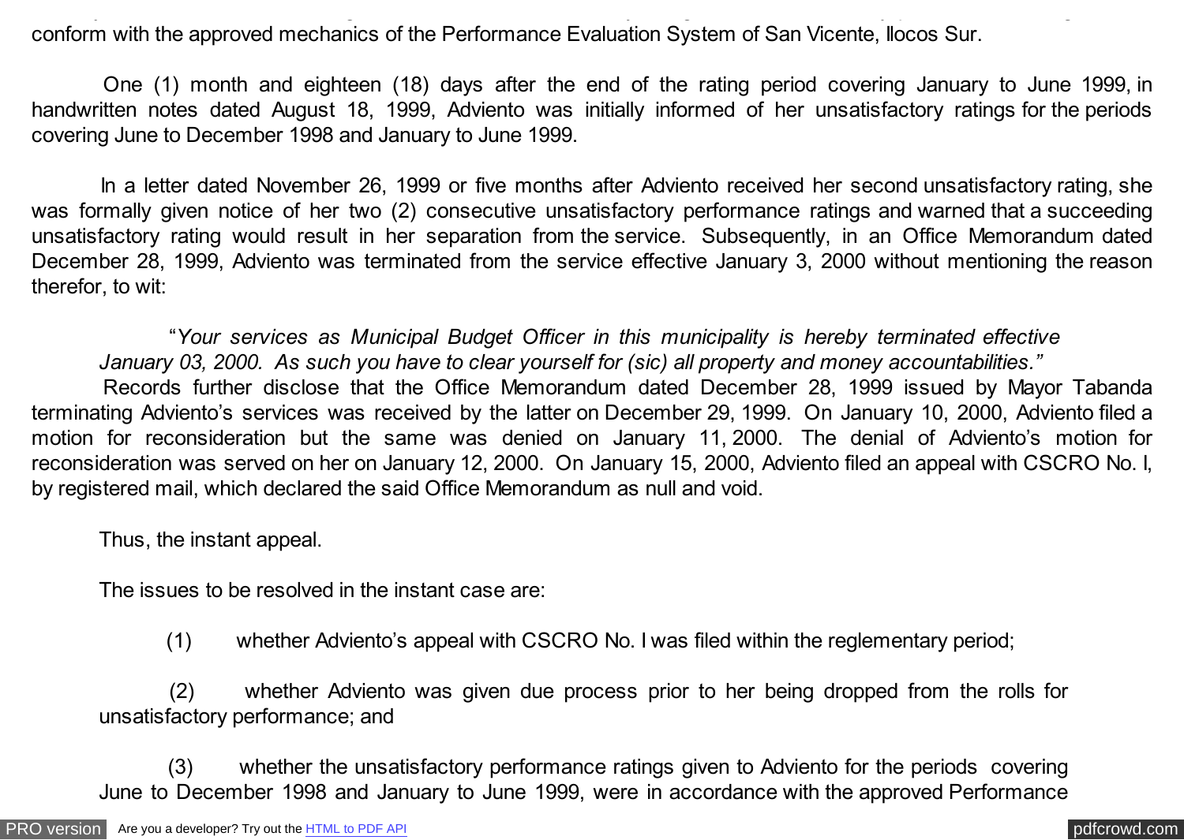conform with the approved mechanics of the Performance Evaluation System of San Vicente, Ilocos Sur.

One (1) month and eighteen (18) days after the end of the rating period covering January to June 1999, in handwritten notes dated August 18, 1999, Adviento was initially informed of her unsatisfactory ratings for the periods covering June to December 1998 and January to June 1999.

In a letter dated November 26, 1999 or five months after Adviento received her second unsatisfactory rating, she was formally given notice of her two (2) consecutive unsatisfactory performance ratings and warned that a succeeding unsatisfactory rating would result in her separation from the service. Subsequently, in an Office Memorandum dated December 28, 1999, Adviento was terminated from the service effective January 3, 2000 without mentioning the reason therefor, to wit:

> "*Your services as Municipal Budget Officer in this municipality is hereby terminated effective January 03, 2000. As such you have to clear yourself for (sic) all property and money accountabilities.*"

Records further disclose that the Office Memorandum dated December 28, 1999 issued by Mayor Tabanda terminating Adviento's services was received by the latter on December 29, 1999. On January 10, 2000, Adviento filed a motion for reconsideration but the same was denied on January 11, 2000. The denial of Adviento's motion for reconsideration was served on her on January 12, 2000. On January 15, 2000, Adviento filed an appeal with CSCRO No. I, by registered mail, which declared the said Office Memorandum as null and void.

Thus, the instant appeal.

The issues to be resolved in the instant case are:

(1) whether Adviento's appeal with CSCRO No. I was filed within the reglementary period;

(2) whether Adviento was given due process prior to her being dropped from the rolls for unsatisfactory performance; and

(3) whether the unsatisfactory performance ratings given to Adviento for the periods covering June to December 1998 and January to June 1999, were in accordance with the approved Performance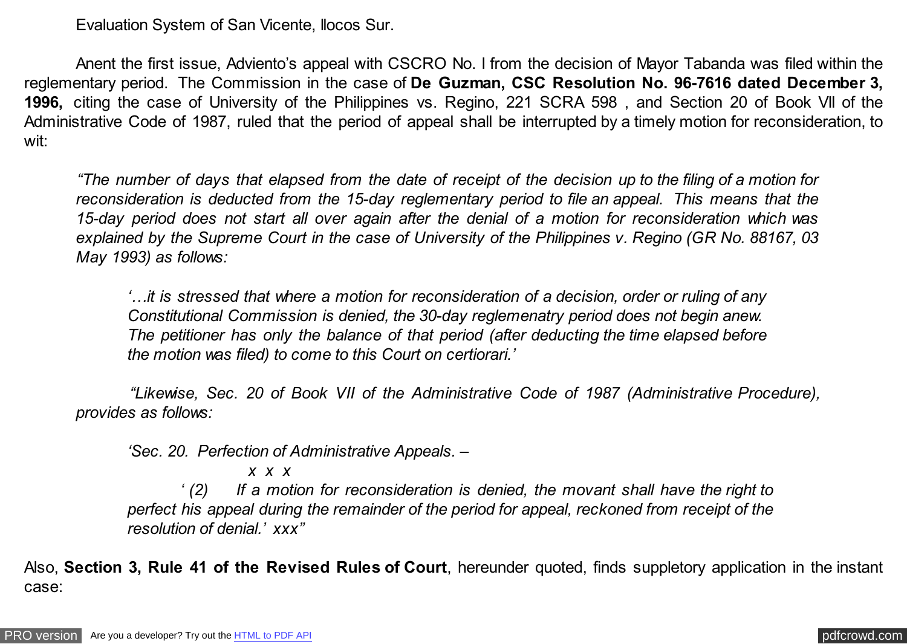Evaluation System of San Vicente, Ilocos Sur.

Anent the first issue, Adviento's appeal with CSCRO No. I from the decision of Mayor Tabanda was filed within the reglementary period. The Commission in the case of **De Guzman, CSC Resolution No. 96-7616 dated December 3, 1996,** citing the case of University of the Philippines vs. Regino, 221 SCRA 598 , and Section 20 of Book VII of the Administrative Code of 1987, ruled that the period of appeal shall be interrupted by a timely motion for reconsideration, to wit:

> *"The number of days that elapsed from the date of receipt of the decision up to the filing of a motion for reconsideration is deducted from the 15-day reglementary period to file an appeal. This means that the 15-day period does not start all over again after the denial of a motion for reconsideration which was explained by the Supreme Court in the case of University of the Philippines v. Regino (GR No. 88167, 03 May 1993) as follows:*
>
> > *'…it is stressed that where a motion for reconsideration of a decision, order or ruling of any Constitutional Commission is denied, the 30-day reglemenatry period does not begin anew. The petitioner has only the balance of that period (after deducting the time elapsed before the motion was filed) to come to this Court on certiorari.'*
>
> *"Likewise, Sec. 20 of Book VII of the Administrative Code of 1987 (Administrative Procedure), provides as follows:*
>
> > *'Sec. 20. Perfection of Administrative Appeals. –*
> >
> > *x x x*
> >
> > *' (2) If a motion for reconsideration is denied, the movant shall have the right to perfect his appeal during the remainder of the period for appeal, reckoned from receipt of the resolution of denial.' xxx"*

Also, **Section 3, Rule 41 of the Revised Rules of Court**, hereunder quoted, finds suppletory application in the instant case: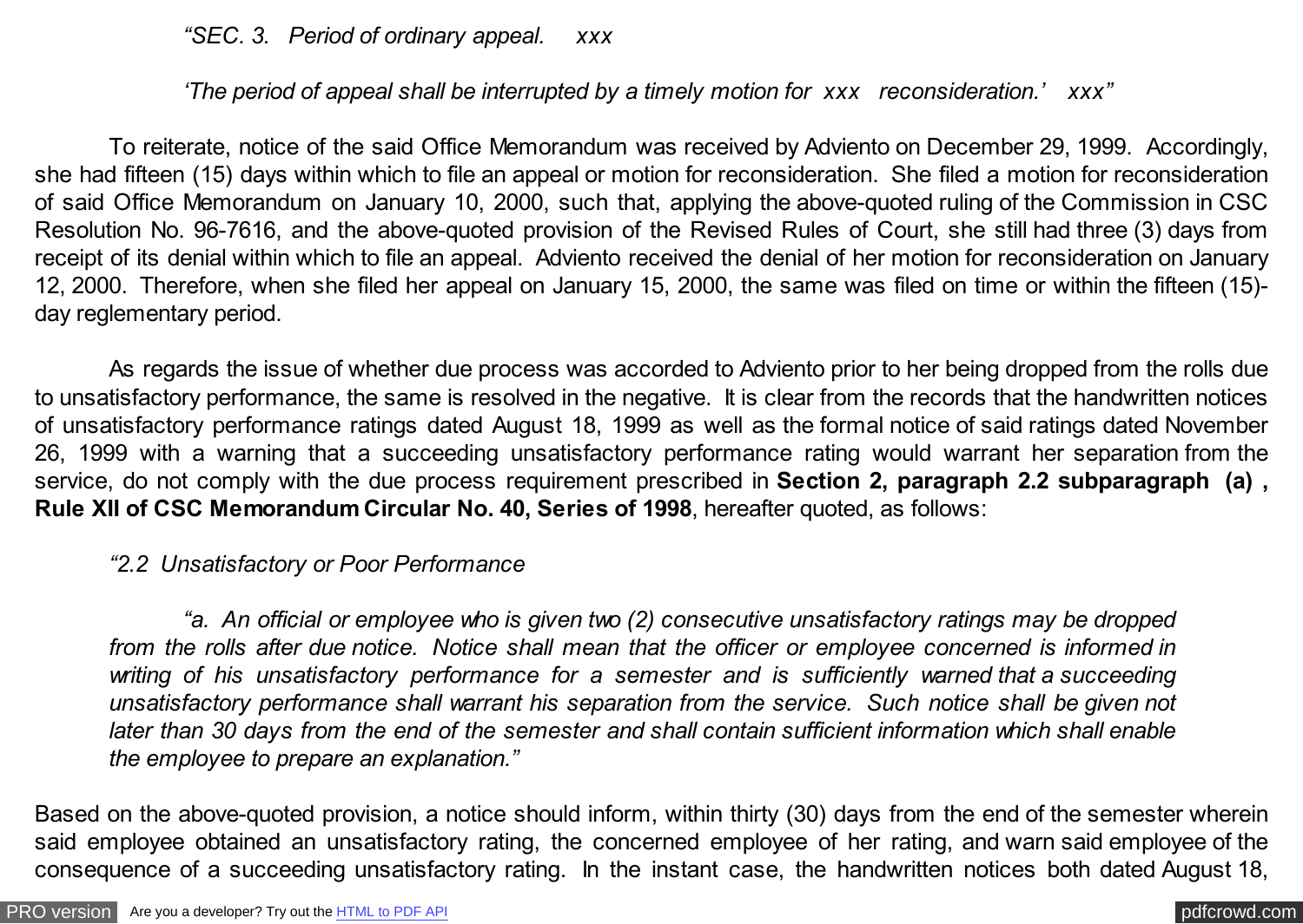*"SEC. 3. Period of ordinary appeal. xxx*

*'The period of appeal shall be interrupted by a timely motion for xxx reconsideration.' xxx"*

To reiterate, notice of the said Office Memorandum was received by Adviento on December 29, 1999. Accordingly, she had fifteen (15) days within which to file an appeal or motion for reconsideration. She filed a motion for reconsideration of said Office Memorandum on January 10, 2000, such that, applying the above-quoted ruling of the Commission in CSC Resolution No. 96-7616, and the above-quoted provision of the Revised Rules of Court, she still had three (3) days from receipt of its denial within which to file an appeal. Adviento received the denial of her motion for reconsideration on January 12, 2000. Therefore, when she filed her appeal on January 15, 2000, the same was filed on time or within the fifteen (15)-day reglementary period.

As regards the issue of whether due process was accorded to Adviento prior to her being dropped from the rolls due to unsatisfactory performance, the same is resolved in the negative. It is clear from the records that the handwritten notices of unsatisfactory performance ratings dated August 18, 1999 as well as the formal notice of said ratings dated November 26, 1999 with a warning that a succeeding unsatisfactory performance rating would warrant her separation from the service, do not comply with the due process requirement prescribed in **Section 2, paragraph 2.2 subparagraph (a) , Rule XII of CSC Memorandum Circular No. 40, Series of 1998**, hereafter quoted, as follows:

*"2.2 Unsatisfactory or Poor Performance*

*"a. An official or employee who is given two (2) consecutive unsatisfactory ratings may be dropped from the rolls after due notice. Notice shall mean that the officer or employee concerned is informed in writing of his unsatisfactory performance for a semester and is sufficiently warned that a succeeding unsatisfactory performance shall warrant his separation from the service. Such notice shall be given not later than 30 days from the end of the semester and shall contain sufficient information which shall enable the employee to prepare an explanation."*

Based on the above-quoted provision, a notice should inform, within thirty (30) days from the end of the semester wherein said employee obtained an unsatisfactory rating, the concerned employee of her rating, and warn said employee of the consequence of a succeeding unsatisfactory rating. In the instant case, the handwritten notices both dated August 18,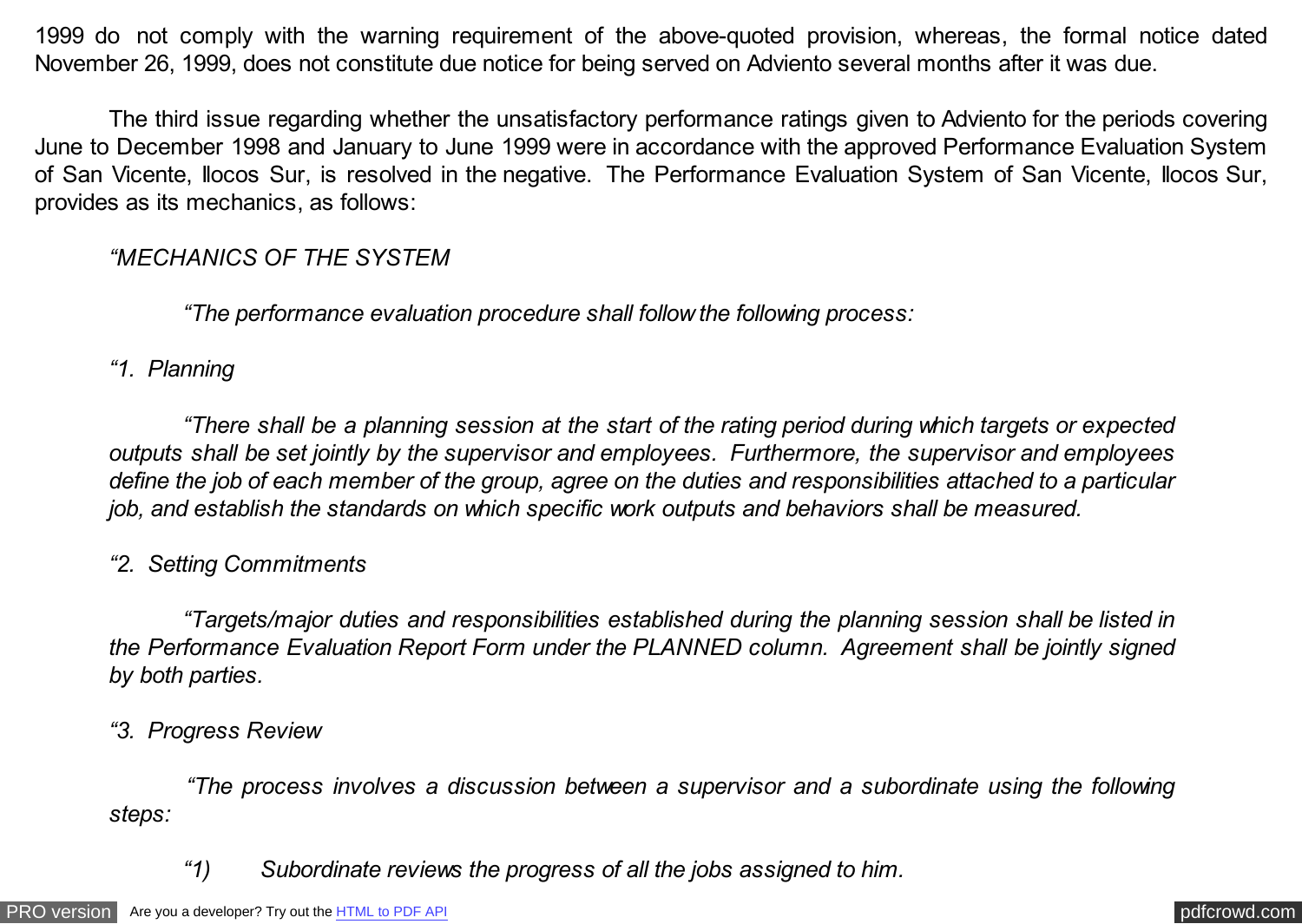1999 do not comply with the warning requirement of the above-quoted provision, whereas, the formal notice dated November 26, 1999, does not constitute due notice for being served on Adviento several months after it was due.

The third issue regarding whether the unsatisfactory performance ratings given to Adviento for the periods covering June to December 1998 and January to June 1999 were in accordance with the approved Performance Evaluation System of San Vicente, Ilocos Sur, is resolved in the negative. The Performance Evaluation System of San Vicente, Ilocos Sur, provides as its mechanics, as follows:

*"MECHANICS OF THE SYSTEM*

*"The performance evaluation procedure shall follow the following process:*

*"1. Planning*

*"There shall be a planning session at the start of the rating period during which targets or expected outputs shall be set jointly by the supervisor and employees. Furthermore, the supervisor and employees define the job of each member of the group, agree on the duties and responsibilities attached to a particular job, and establish the standards on which specific work outputs and behaviors shall be measured.*

*"2. Setting Commitments*

*"Targets/major duties and responsibilities established during the planning session shall be listed in the Performance Evaluation Report Form under the PLANNED column. Agreement shall be jointly signed by both parties.*

*"3. Progress Review*

*"The process involves a discussion between a supervisor and a subordinate using the following steps:*

*"1) Subordinate reviews the progress of all the jobs assigned to him.*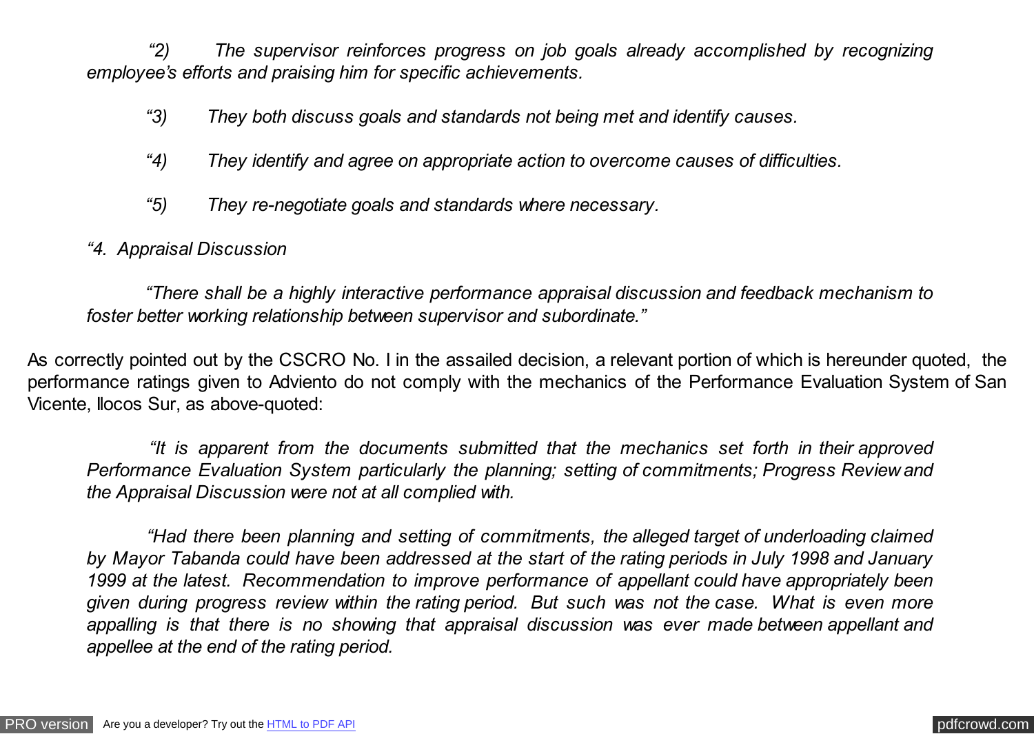*"2) The supervisor reinforces progress on job goals already accomplished by recognizing employee's efforts and praising him for specific achievements.*

*"3) They both discuss goals and standards not being met and identify causes.*

*"4) They identify and agree on appropriate action to overcome causes of difficulties.*

*"5) They re-negotiate goals and standards where necessary.*

*"4. Appraisal Discussion*

*"There shall be a highly interactive performance appraisal discussion and feedback mechanism to foster better working relationship between supervisor and subordinate."*

As correctly pointed out by the CSCRO No. I in the assailed decision, a relevant portion of which is hereunder quoted, the performance ratings given to Adviento do not comply with the mechanics of the Performance Evaluation System of San Vicente, Ilocos Sur, as above-quoted:

*"It is apparent from the documents submitted that the mechanics set forth in their approved Performance Evaluation System particularly the planning; setting of commitments; Progress Review and the Appraisal Discussion were not at all complied with.*

*"Had there been planning and setting of commitments, the alleged target of underloading claimed by Mayor Tabanda could have been addressed at the start of the rating periods in July 1998 and January 1999 at the latest. Recommendation to improve performance of appellant could have appropriately been given during progress review within the rating period. But such was not the case. What is even more appalling is that there is no showing that appraisal discussion was ever made between appellant and appellee at the end of the rating period.*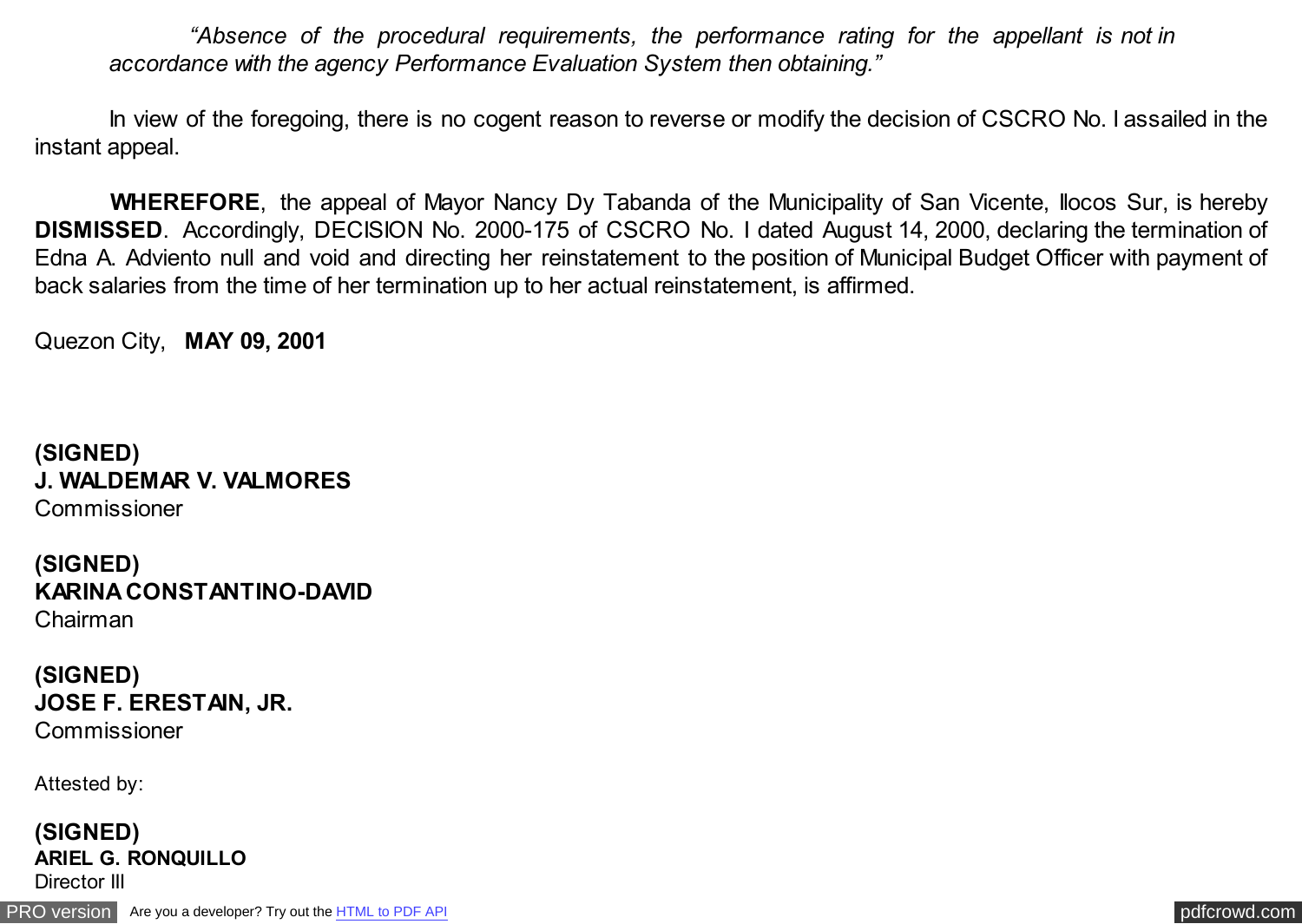*"Absence of the procedural requirements, the performance rating for the appellant is not in accordance with the agency Performance Evaluation System then obtaining."*

In view of the foregoing, there is no cogent reason to reverse or modify the decision of CSCRO No. I assailed in the instant appeal.

**WHEREFORE**, the appeal of Mayor Nancy Dy Tabanda of the Municipality of San Vicente, Ilocos Sur, is hereby **DISMISSED**. Accordingly, DECISION No. 2000-175 of CSCRO No. I dated August 14, 2000, declaring the termination of Edna A. Adviento null and void and directing her reinstatement to the position of Municipal Budget Officer with payment of back salaries from the time of her termination up to her actual reinstatement, is affirmed.

Quezon City, **MAY 09, 2001**

**(SIGNED)**
**J. WALDEMAR V. VALMORES**
Commissioner

**(SIGNED)**
**KARINA CONSTANTINO-DAVID**
Chairman

**(SIGNED)**
**JOSE F. ERESTAIN, JR.**
Commissioner

Attested by:

**(SIGNED)**
**ARIEL G. RONQUILLO**
Director III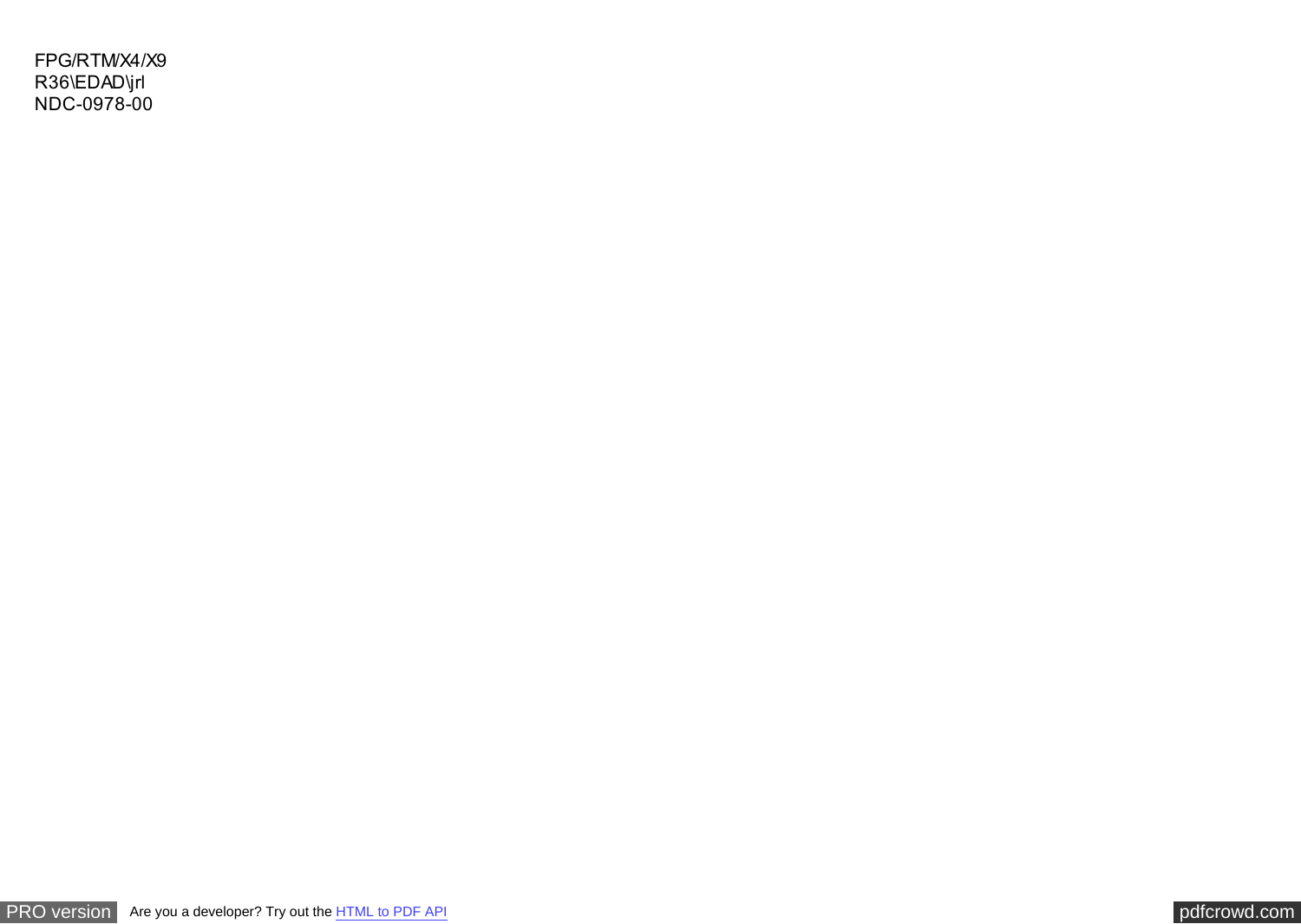FPG/RTM/X4/X9
R36\EDAD\jrl
NDC-0978-00